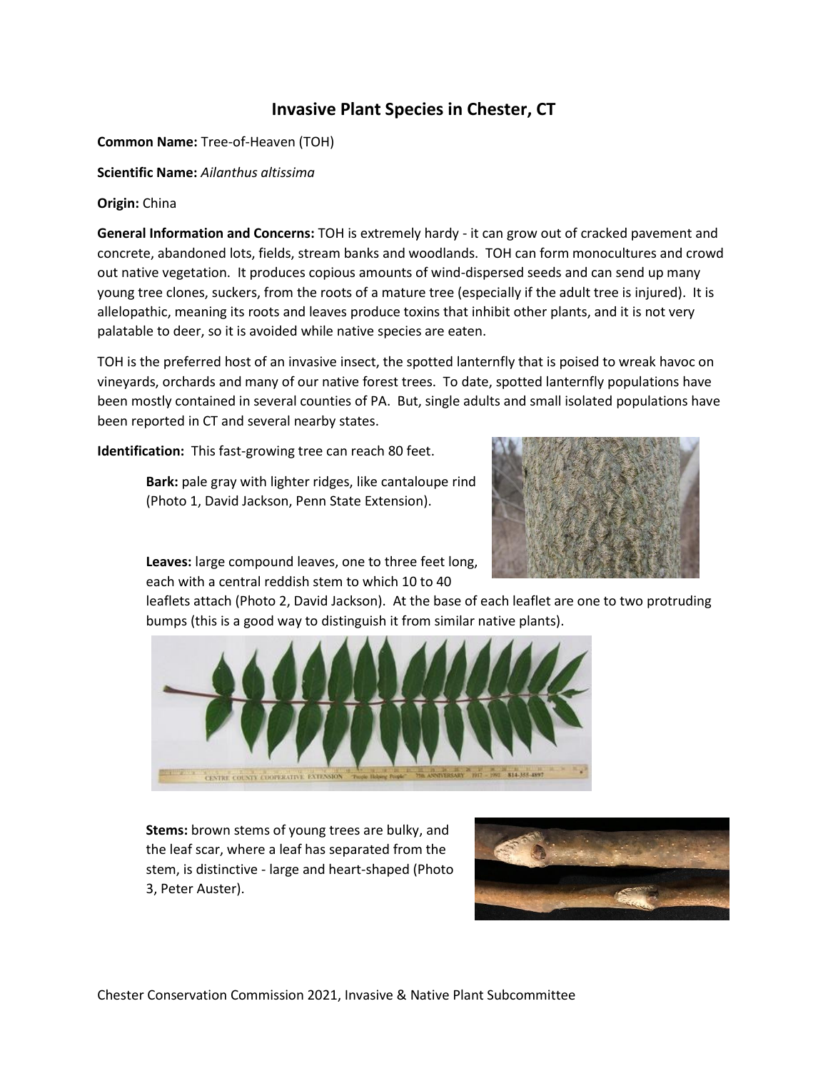# Invasive Plant Species in Chester, CT

**Common Name:** Tree-of-Heaven (TOH)

**Scientific Name:** *Ailanthus altissima*

**Origin:** China

**General Information and Concerns:** TOH is extremely hardy - it can grow out of cracked pavement and concrete, abandoned lots, fields, stream banks and woodlands. TOH can form monocultures and crowd out native vegetation. It produces copious amounts of wind-dispersed seeds and can send up many young tree clones, suckers, from the roots of a mature tree (especially if the adult tree is injured). It is allelopathic, meaning its roots and leaves produce toxins that inhibit other plants, and it is not very palatable to deer, so it is avoided while native species are eaten.

TOH is the preferred host of an invasive insect, the spotted lanternfly that is poised to wreak havoc on vineyards, orchards and many of our native forest trees. To date, spotted lanternfly populations have been mostly contained in several counties of PA. But, single adults and small isolated populations have been reported in CT and several nearby states.

**Identification:** This fast-growing tree can reach 80 feet.

**Bark:** pale gray with lighter ridges, like cantaloupe rind (Photo 1, David Jackson, Penn State Extension).

**Leaves:** large compound leaves, one to three feet long, each with a central reddish stem to which 10 to 40 leaflets attach (Photo 2, David Jackson). At the base of each leaflet are one to two protruding bumps (this is a good way to distinguish it from similar native plants).

**Stems:** brown stems of young trees are bulky, and the leaf scar, where a leaf has separated from the stem, is distinctive - large and heart-shaped (Photo 3, Peter Auster).

Chester Conservation Commission 2021, Invasive & Native Plant Subcommittee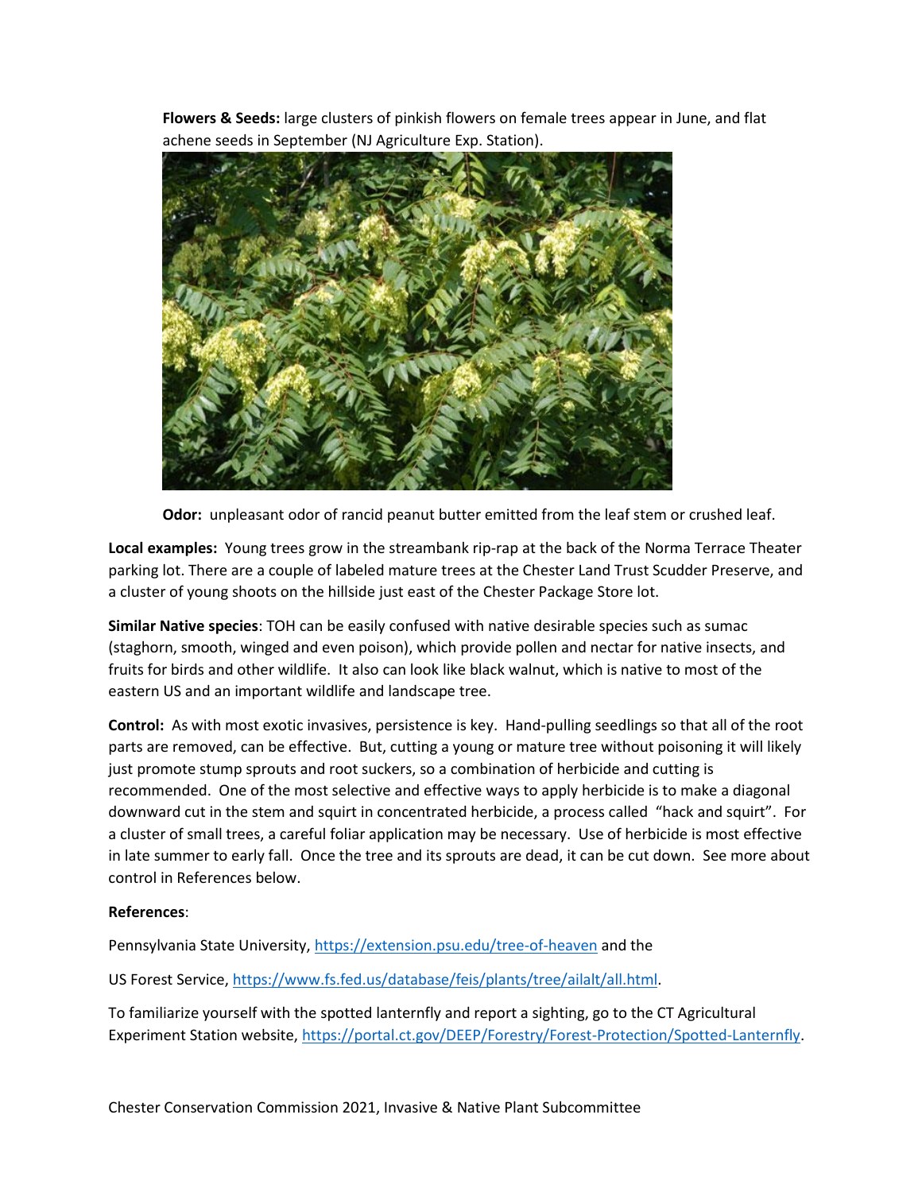**Flowers & Seeds:** large clusters of pinkish flowers on female trees appear in June, and flat achene seeds in September (NJ Agriculture Exp. Station).

**Odor:** unpleasant odor of rancid peanut butter emitted from the leaf stem or crushed leaf.

**Local examples:** Young trees grow in the streambank rip-rap at the back of the Norma Terrace Theater parking lot. There are a couple of labeled mature trees at the Chester Land Trust Scudder Preserve, and a cluster of young shoots on the hillside just east of the Chester Package Store lot.

**Similar Native species**: TOH can be easily confused with native desirable species such as sumac (staghorn, smooth, winged and even poison), which provide pollen and nectar for native insects, and fruits for birds and other wildlife. It also can look like black walnut, which is native to most of the eastern US and an important wildlife and landscape tree.

**Control:** As with most exotic invasives, persistence is key. Hand-pulling seedlings so that all of the root parts are removed, can be effective. But, cutting a young or mature tree without poisoning it will likely just promote stump sprouts and root suckers, so a combination of herbicide and cutting is recommended. One of the most selective and effective ways to apply herbicide is to make a diagonal downward cut in the stem and squirt in concentrated herbicide, a process called "hack and squirt". For a cluster of small trees, a careful foliar application may be necessary. Use of herbicide is most effective in late summer to early fall. Once the tree and its sprouts are dead, it can be cut down. See more about control in References below.

**References**:

Pennsylvania State University, https://extension.psu.edu/tree-of-heaven and the

US Forest Service, https://www.fs.fed.us/database/feis/plants/tree/ailalt/all.html.

To familiarize yourself with the spotted lanternfly and report a sighting, go to the CT Agricultural Experiment Station website, https://portal.ct.gov/DEEP/Forestry/Forest-Protection/Spotted-Lanternfly.

Chester Conservation Commission 2021, Invasive & Native Plant Subcommittee